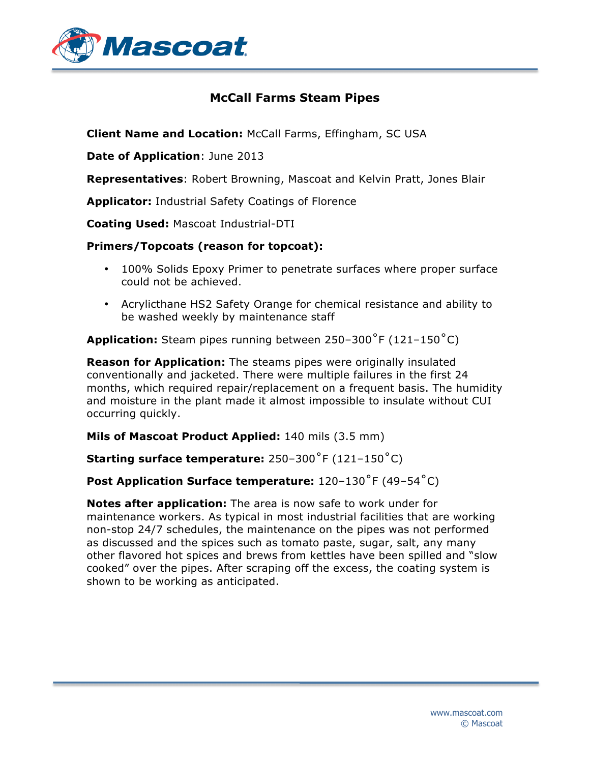# McCall Farms Steam Pipes

**Client Name and Location:** McCall Farms, Effingham, SC USA

**Date of Application**: June 2013

**Representatives**: Robert Browning, Mascoat and Kelvin Pratt, Jones Blair

**Applicator:** Industrial Safety Coatings of Florence

**Coating Used:** Mascoat Industrial-DTI

**Primers/Topcoats (reason for topcoat):**

- 100% Solids Epoxy Primer to penetrate surfaces where proper surface could not be achieved.
- Acrylicthane HS2 Safety Orange for chemical resistance and ability to be washed weekly by maintenance staff

**Application:** Steam pipes running between 250–300˚F (121–150˚C)

**Reason for Application:** The steams pipes were originally insulated conventionally and jacketed. There were multiple failures in the first 24 months, which required repair/replacement on a frequent basis. The humidity and moisture in the plant made it almost impossible to insulate without CUI occurring quickly.

**Mils of Mascoat Product Applied:** 140 mils (3.5 mm)

**Starting surface temperature:** 250–300˚F (121–150˚C)

**Post Application Surface temperature:** 120–130˚F (49–54˚C)

**Notes after application:** The area is now safe to work under for maintenance workers. As typical in most industrial facilities that are working non-stop 24/7 schedules, the maintenance on the pipes was not performed as discussed and the spices such as tomato paste, sugar, salt, any many other flavored hot spices and brews from kettles have been spilled and "slow cooked" over the pipes. After scraping off the excess, the coating system is shown to be working as anticipated.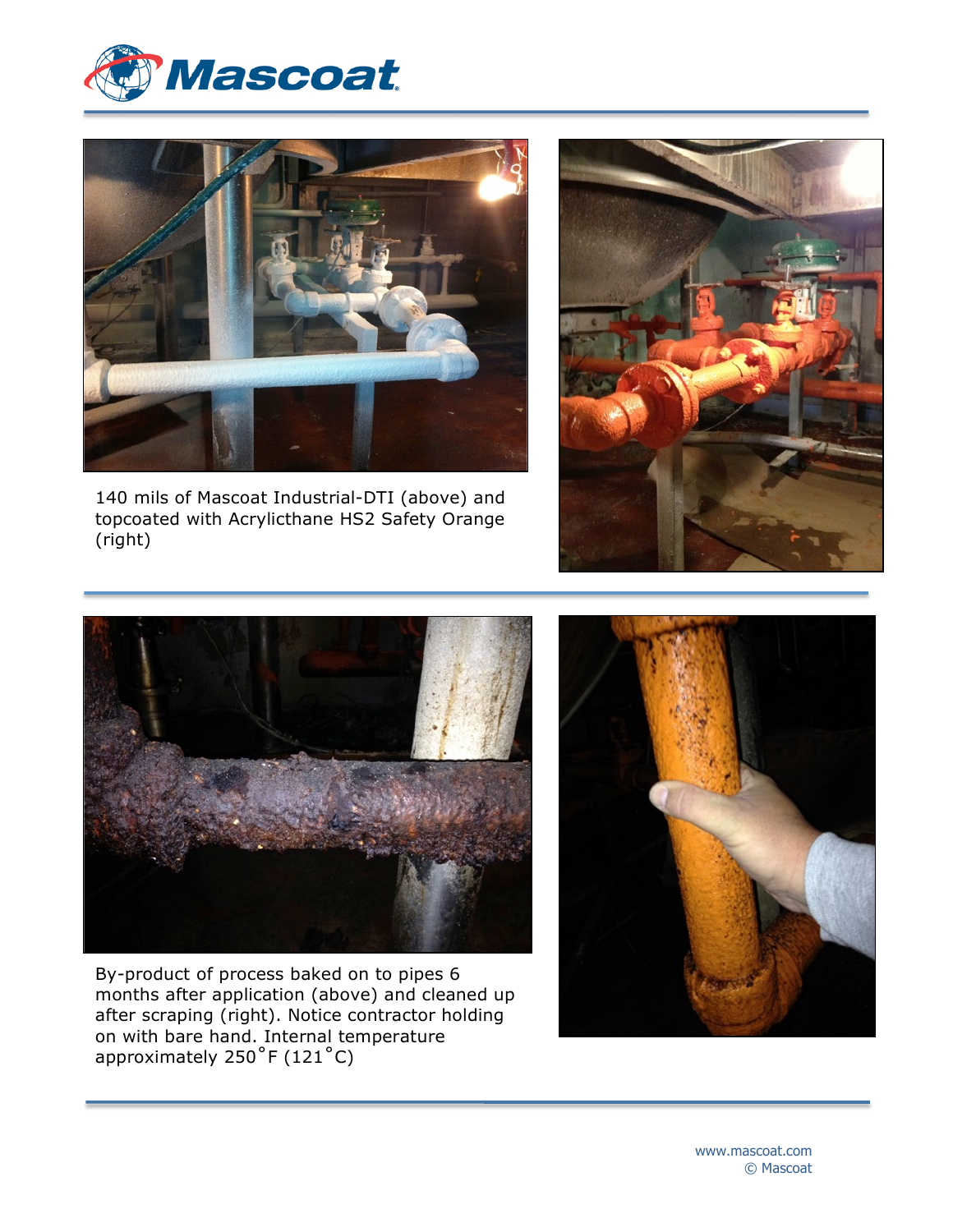140 mils of Mascoat Industrial-DTI (above) and topcoated with Acrylicthane HS2 Safety Orange (right)

By-product of process baked on to pipes 6 months after application (above) and cleaned up after scraping (right). Notice contractor holding on with bare hand. Internal temperature approximately 250˚F (121˚C)